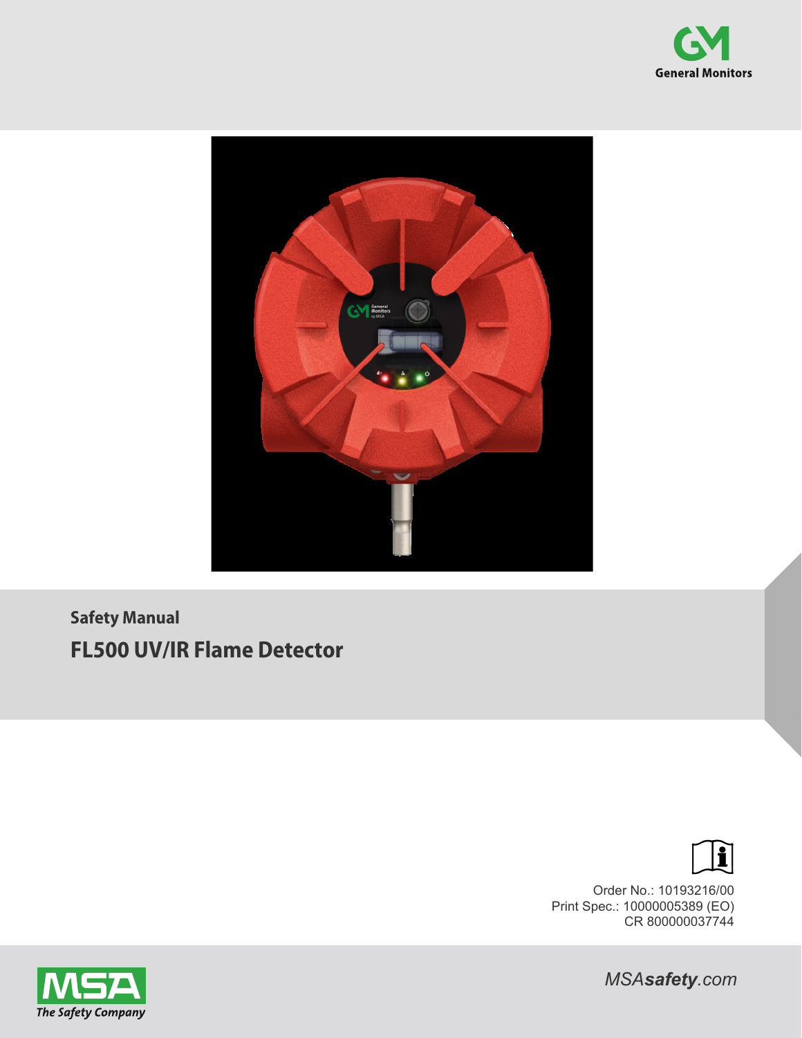General Monitors

Safety Manual

# FL500 UV/IR Flame Detector

Order No.: 10193216/00
Print Spec.: 10000005389 (EO)
CR 800000037744

MSA The Safety Company

MSAsafety.com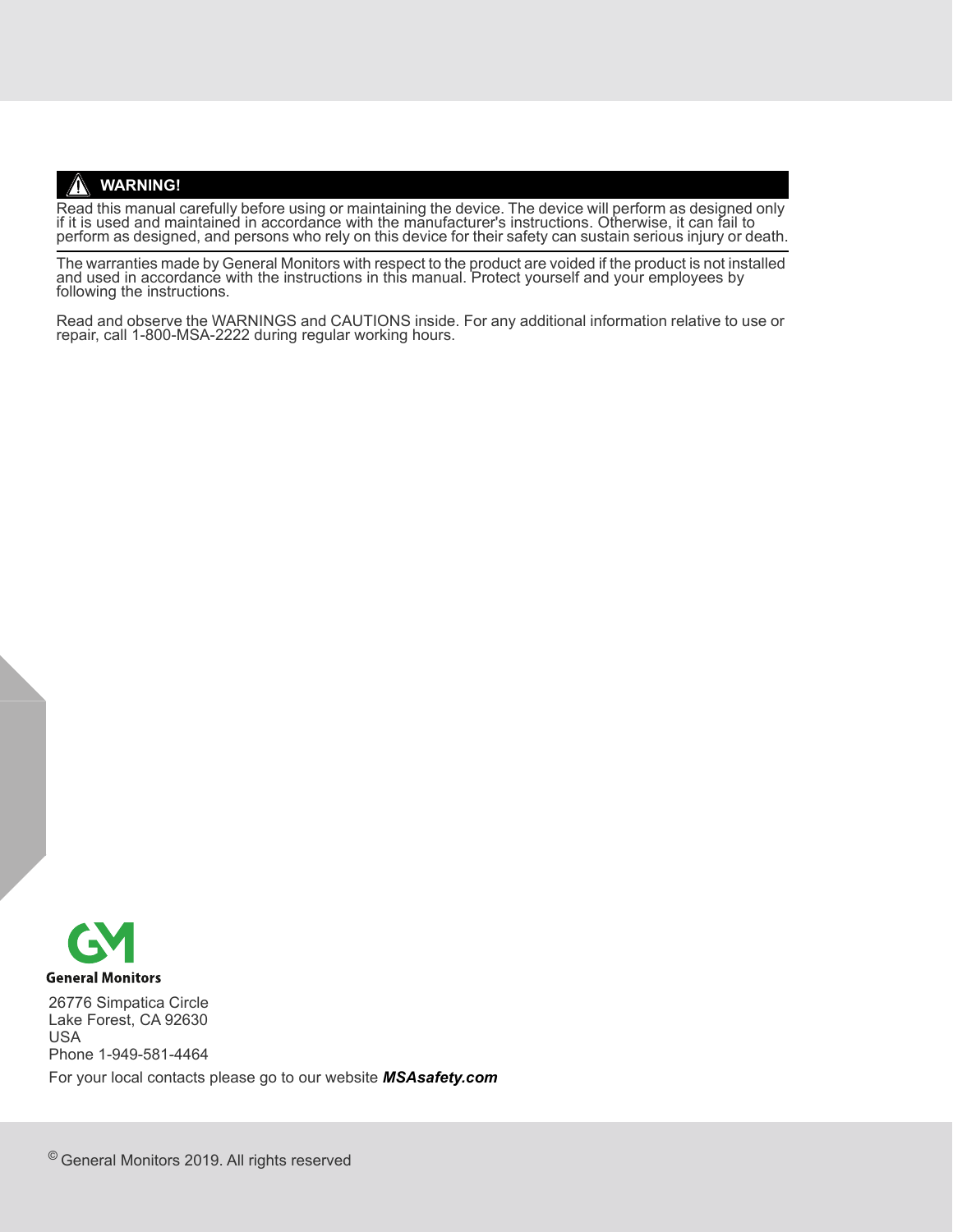**⚠ WARNING!**

Read this manual carefully before using or maintaining the device. The device will perform as designed only if it is used and maintained in accordance with the manufacturer's instructions. Otherwise, it can fail to perform as designed, and persons who rely on this device for their safety can sustain serious injury or death.

The warranties made by General Monitors with respect to the product are voided if the product is not installed and used in accordance with the instructions in this manual. Protect yourself and your employees by following the instructions.

Read and observe the WARNINGS and CAUTIONS inside. For any additional information relative to use or repair, call 1-800-MSA-2222 during regular working hours.

**General Monitors**

26776 Simpatica Circle
Lake Forest, CA 92630
USA
Phone 1-949-581-4464

For your local contacts please go to our website ***MSAsafety.com***

© General Monitors 2019. All rights reserved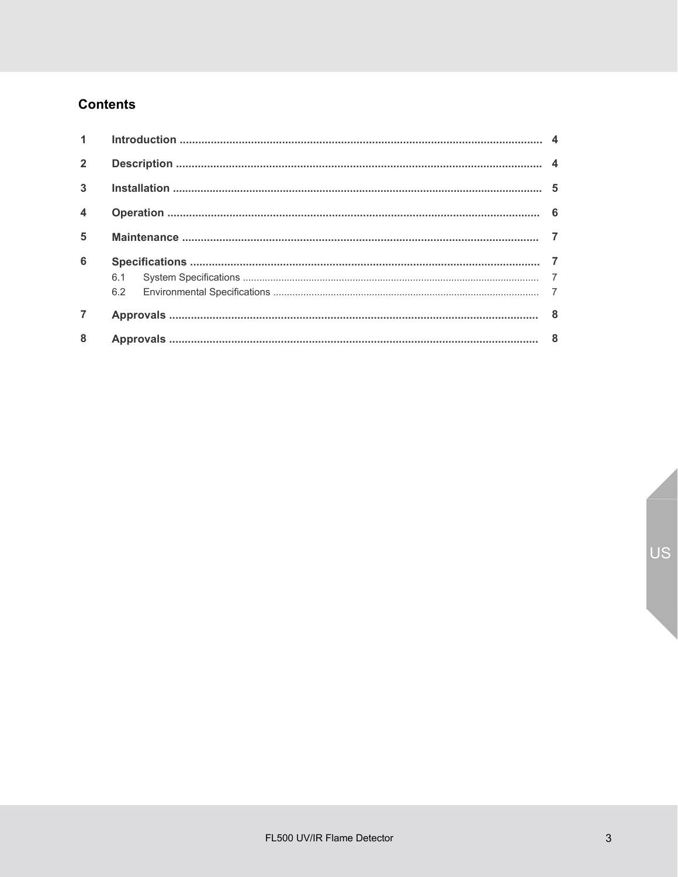## Contents

| | | |
|---|---|---|
| **1** | **Introduction** | **4** |
| **2** | **Description** | **4** |
| **3** | **Installation** | **5** |
| **4** | **Operation** | **6** |
| **5** | **Maintenance** | **7** |
| **6** | **Specifications** | **7** |
| | 6.1 System Specifications | 7 |
| | 6.2 Environmental Specifications | 7 |
| **7** | **Approvals** | **8** |
| **8** | **Approvals** | **8** |

US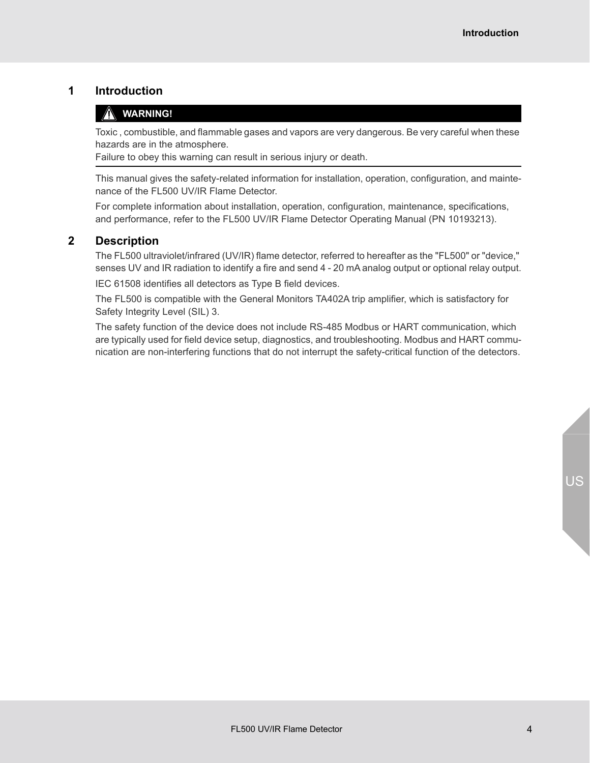# 1 Introduction

> **⚠ WARNING!**
>
> Toxic , combustible, and flammable gases and vapors are very dangerous. Be very careful when these hazards are in the atmosphere.
> Failure to obey this warning can result in serious injury or death.

This manual gives the safety-related information for installation, operation, configuration, and maintenance of the FL500 UV/IR Flame Detector.

For complete information about installation, operation, configuration, maintenance, specifications, and performance, refer to the FL500 UV/IR Flame Detector Operating Manual (PN 10193213).

# 2 Description

The FL500 ultraviolet/infrared (UV/IR) flame detector, referred to hereafter as the "FL500" or "device," senses UV and IR radiation to identify a fire and send 4 - 20 mA analog output or optional relay output.

IEC 61508 identifies all detectors as Type B field devices.

The FL500 is compatible with the General Monitors TA402A trip amplifier, which is satisfactory for Safety Integrity Level (SIL) 3.

The safety function of the device does not include RS-485 Modbus or HART communication, which are typically used for field device setup, diagnostics, and troubleshooting. Modbus and HART communication are non-interfering functions that do not interrupt the safety-critical function of the detectors.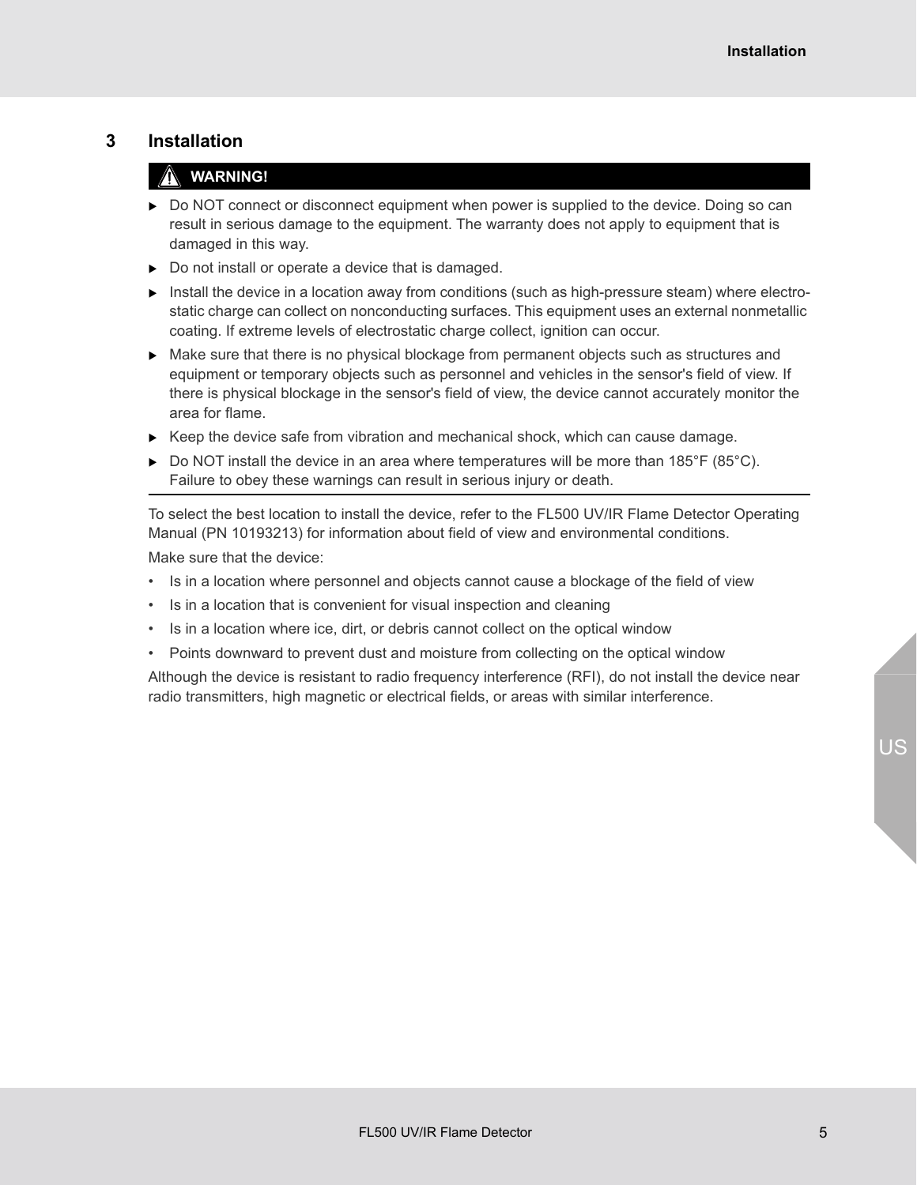# 3 Installation

**WARNING!**

- Do NOT connect or disconnect equipment when power is supplied to the device. Doing so can result in serious damage to the equipment. The warranty does not apply to equipment that is damaged in this way.
- Do not install or operate a device that is damaged.
- Install the device in a location away from conditions (such as high-pressure steam) where electrostatic charge can collect on nonconducting surfaces. This equipment uses an external nonmetallic coating. If extreme levels of electrostatic charge collect, ignition can occur.
- Make sure that there is no physical blockage from permanent objects such as structures and equipment or temporary objects such as personnel and vehicles in the sensor's field of view. If there is physical blockage in the sensor's field of view, the device cannot accurately monitor the area for flame.
- Keep the device safe from vibration and mechanical shock, which can cause damage.
- Do NOT install the device in an area where temperatures will be more than 185°F (85°C).

Failure to obey these warnings can result in serious injury or death.

---

To select the best location to install the device, refer to the FL500 UV/IR Flame Detector Operating Manual (PN 10193213) for information about field of view and environmental conditions.

Make sure that the device:

- Is in a location where personnel and objects cannot cause a blockage of the field of view
- Is in a location that is convenient for visual inspection and cleaning
- Is in a location where ice, dirt, or debris cannot collect on the optical window
- Points downward to prevent dust and moisture from collecting on the optical window

Although the device is resistant to radio frequency interference (RFI), do not install the device near radio transmitters, high magnetic or electrical fields, or areas with similar interference.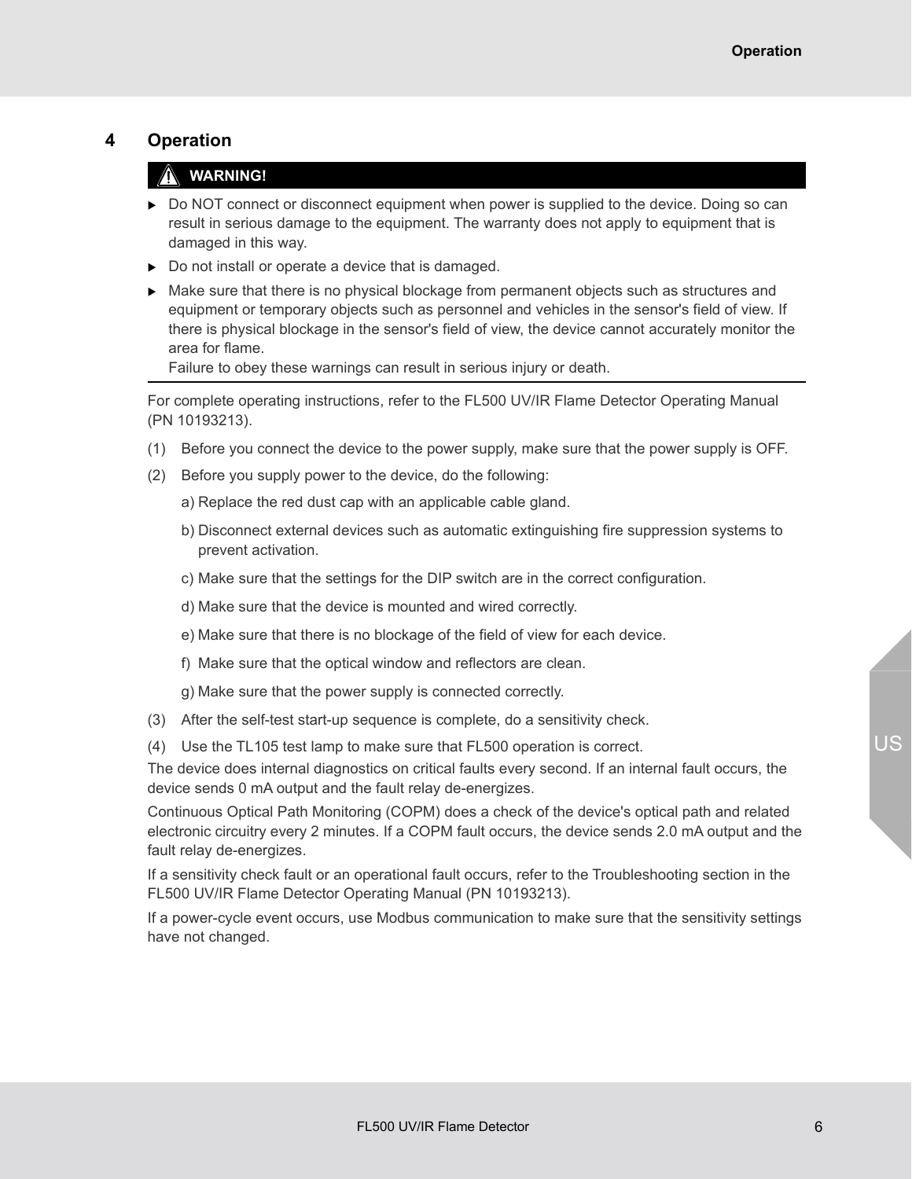# 4 Operation

**⚠ WARNING!**

- Do NOT connect or disconnect equipment when power is supplied to the device. Doing so can result in serious damage to the equipment. The warranty does not apply to equipment that is damaged in this way.
- Do not install or operate a device that is damaged.
- Make sure that there is no physical blockage from permanent objects such as structures and equipment or temporary objects such as personnel and vehicles in the sensor's field of view. If there is physical blockage in the sensor's field of view, the device cannot accurately monitor the area for flame.
  Failure to obey these warnings can result in serious injury or death.

---

For complete operating instructions, refer to the FL500 UV/IR Flame Detector Operating Manual (PN 10193213).

(1) Before you connect the device to the power supply, make sure that the power supply is OFF.

(2) Before you supply power to the device, do the following:

  a) Replace the red dust cap with an applicable cable gland.

  b) Disconnect external devices such as automatic extinguishing fire suppression systems to prevent activation.

  c) Make sure that the settings for the DIP switch are in the correct configuration.

  d) Make sure that the device is mounted and wired correctly.

  e) Make sure that there is no blockage of the field of view for each device.

  f) Make sure that the optical window and reflectors are clean.

  g) Make sure that the power supply is connected correctly.

(3) After the self-test start-up sequence is complete, do a sensitivity check.

(4) Use the TL105 test lamp to make sure that FL500 operation is correct.

The device does internal diagnostics on critical faults every second. If an internal fault occurs, the device sends 0 mA output and the fault relay de-energizes.

Continuous Optical Path Monitoring (COPM) does a check of the device's optical path and related electronic circuitry every 2 minutes. If a COPM fault occurs, the device sends 2.0 mA output and the fault relay de-energizes.

If a sensitivity check fault or an operational fault occurs, refer to the Troubleshooting section in the FL500 UV/IR Flame Detector Operating Manual (PN 10193213).

If a power-cycle event occurs, use Modbus communication to make sure that the sensitivity settings have not changed.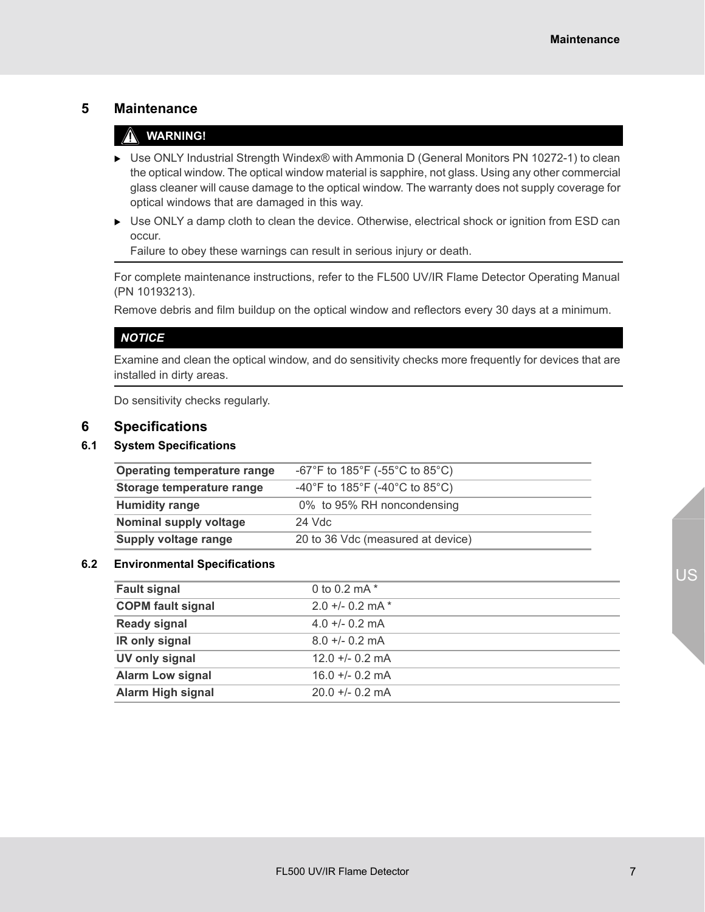# 5 Maintenance

**WARNING!**

- Use ONLY Industrial Strength Windex® with Ammonia D (General Monitors PN 10272-1) to clean the optical window. The optical window material is sapphire, not glass. Using any other commercial glass cleaner will cause damage to the optical window. The warranty does not supply coverage for optical windows that are damaged in this way.
- Use ONLY a damp cloth to clean the device. Otherwise, electrical shock or ignition from ESD can occur.

  Failure to obey these warnings can result in serious injury or death.

For complete maintenance instructions, refer to the FL500 UV/IR Flame Detector Operating Manual (PN 10193213).

Remove debris and film buildup on the optical window and reflectors every 30 days at a minimum.

***NOTICE***

Examine and clean the optical window, and do sensitivity checks more frequently for devices that are installed in dirty areas.

Do sensitivity checks regularly.

# 6 Specifications

## 6.1 System Specifications

| | |
|---|---|
| **Operating temperature range** | -67°F to 185°F (-55°C to 85°C) |
| **Storage temperature range** | -40°F to 185°F (-40°C to 85°C) |
| **Humidity range** | 0% to 95% RH noncondensing |
| **Nominal supply voltage** | 24 Vdc |
| **Supply voltage range** | 20 to 36 Vdc (measured at device) |

## 6.2 Environmental Specifications

| | |
|---|---|
| **Fault signal** | 0 to 0.2 mA * |
| **COPM fault signal** | 2.0 +/- 0.2 mA * |
| **Ready signal** | 4.0 +/- 0.2 mA |
| **IR only signal** | 8.0 +/- 0.2 mA |
| **UV only signal** | 12.0 +/- 0.2 mA |
| **Alarm Low signal** | 16.0 +/- 0.2 mA |
| **Alarm High signal** | 20.0 +/- 0.2 mA |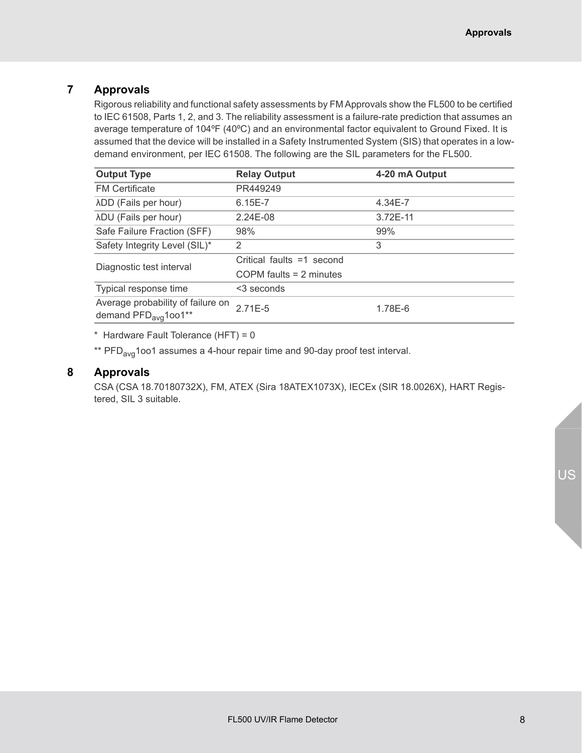## 7 Approvals

Rigorous reliability and functional safety assessments by FM Approvals show the FL500 to be certified to IEC 61508, Parts 1, 2, and 3. The reliability assessment is a failure-rate prediction that assumes an average temperature of 104ºF (40ºC) and an environmental factor equivalent to Ground Fixed. It is assumed that the device will be installed in a Safety Instrumented System (SIS) that operates in a low-demand environment, per IEC 61508. The following are the SIL parameters for the FL500.

| Output Type | Relay Output | 4-20 mA Output |
|---|---|---|
| FM Certificate | PR449249 | |
| λDD (Fails per hour) | 6.15E-7 | 4.34E-7 |
| λDU (Fails per hour) | 2.24E-08 | 3.72E-11 |
| Safe Failure Fraction (SFF) | 98% | 99% |
| Safety Integrity Level (SIL)* | 2 | 3 |
| Diagnostic test interval | Critical faults =1 second<br>COPM faults = 2 minutes | |
| Typical response time | <3 seconds | |
| Average probability of failure on demand $PFD_{avg}$1oo1** | 2.71E-5 | 1.78E-6 |

\* Hardware Fault Tolerance (HFT) = 0

** $PFD_{avg}$1oo1 assumes a 4-hour repair time and 90-day proof test interval.

## 8 Approvals

CSA (CSA 18.70180732X), FM, ATEX (Sira 18ATEX1073X), IECEx (SIR 18.0026X), HART Registered, SIL 3 suitable.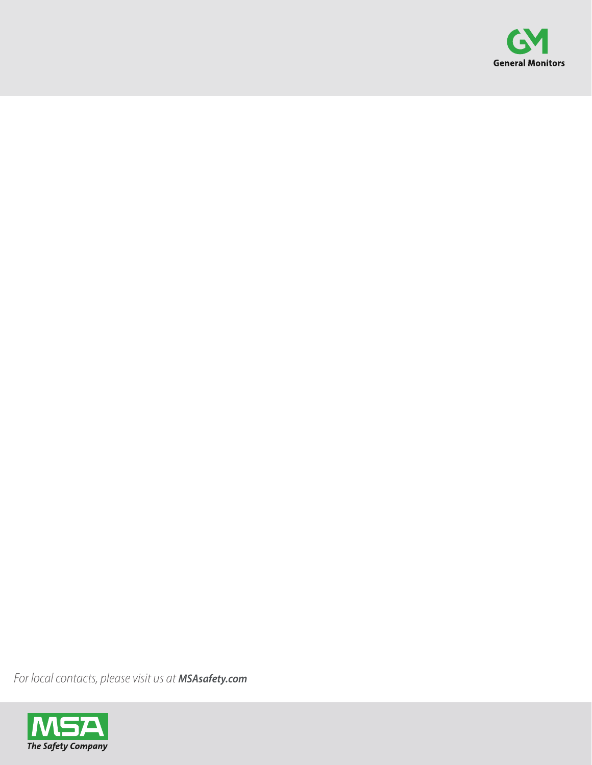General Monitors

*For local contacts, please visit us at* ***MSAsafety.com***

MSA

*The Safety Company*